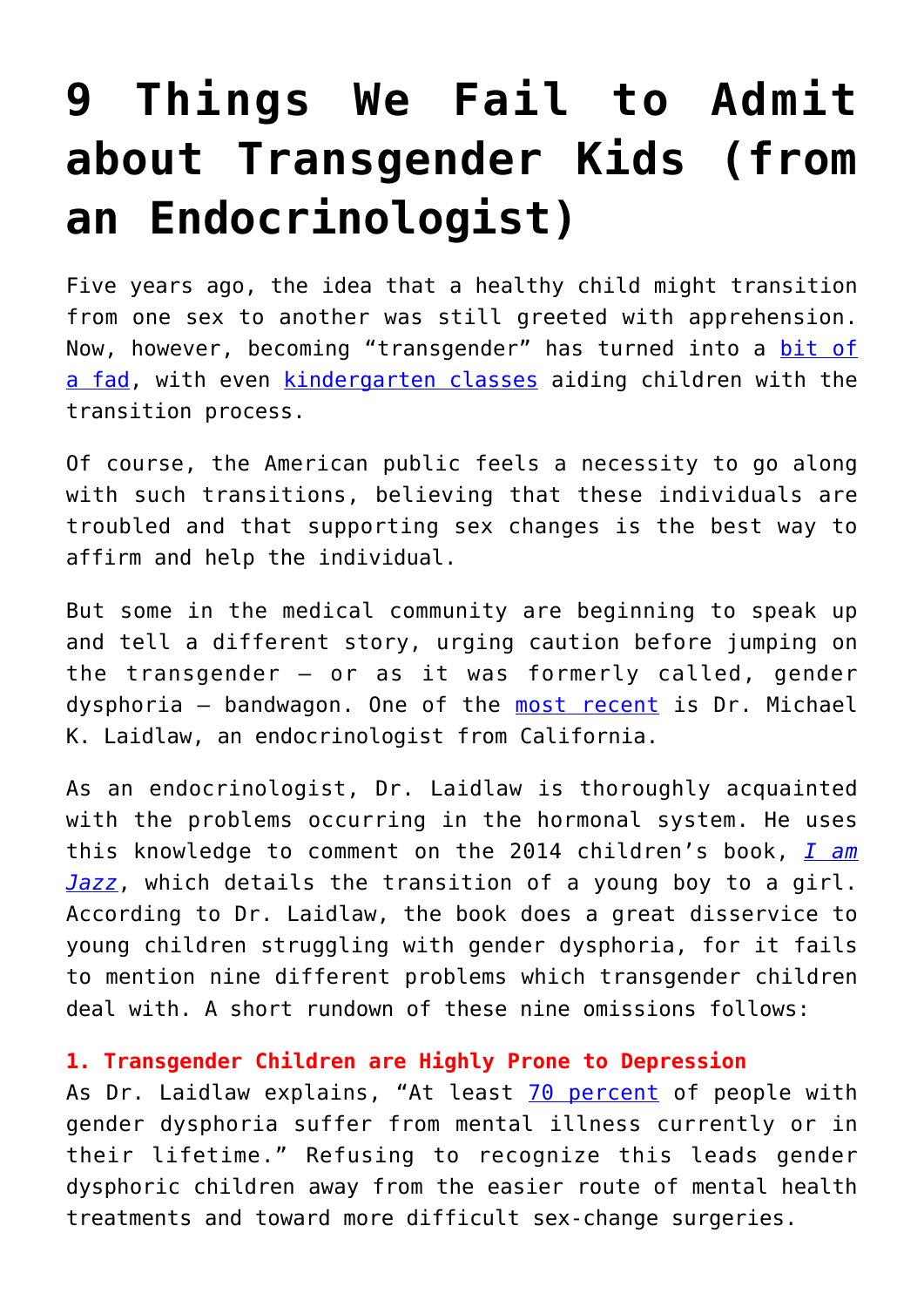# 9 Things We Fail to Admit about Transgender Kids (from an Endocrinologist)

Five years ago, the idea that a healthy child might transition from one sex to another was still greeted with apprehension. Now, however, becoming "transgender" has turned into a bit of a fad, with even kindergarten classes aiding children with the transition process.

Of course, the American public feels a necessity to go along with such transitions, believing that these individuals are troubled and that supporting sex changes is the best way to affirm and help the individual.

But some in the medical community are beginning to speak up and tell a different story, urging caution before jumping on the transgender – or as it was formerly called, gender dysphoria – bandwagon. One of the most recent is Dr. Michael K. Laidlaw, an endocrinologist from California.

As an endocrinologist, Dr. Laidlaw is thoroughly acquainted with the problems occurring in the hormonal system. He uses this knowledge to comment on the 2014 children's book, *I am Jazz*, which details the transition of a young boy to a girl. According to Dr. Laidlaw, the book does a great disservice to young children struggling with gender dysphoria, for it fails to mention nine different problems which transgender children deal with. A short rundown of these nine omissions follows:

**1. Transgender Children are Highly Prone to Depression**
As Dr. Laidlaw explains, "At least 70 percent of people with gender dysphoria suffer from mental illness currently or in their lifetime." Refusing to recognize this leads gender dysphoric children away from the easier route of mental health treatments and toward more difficult sex-change surgeries.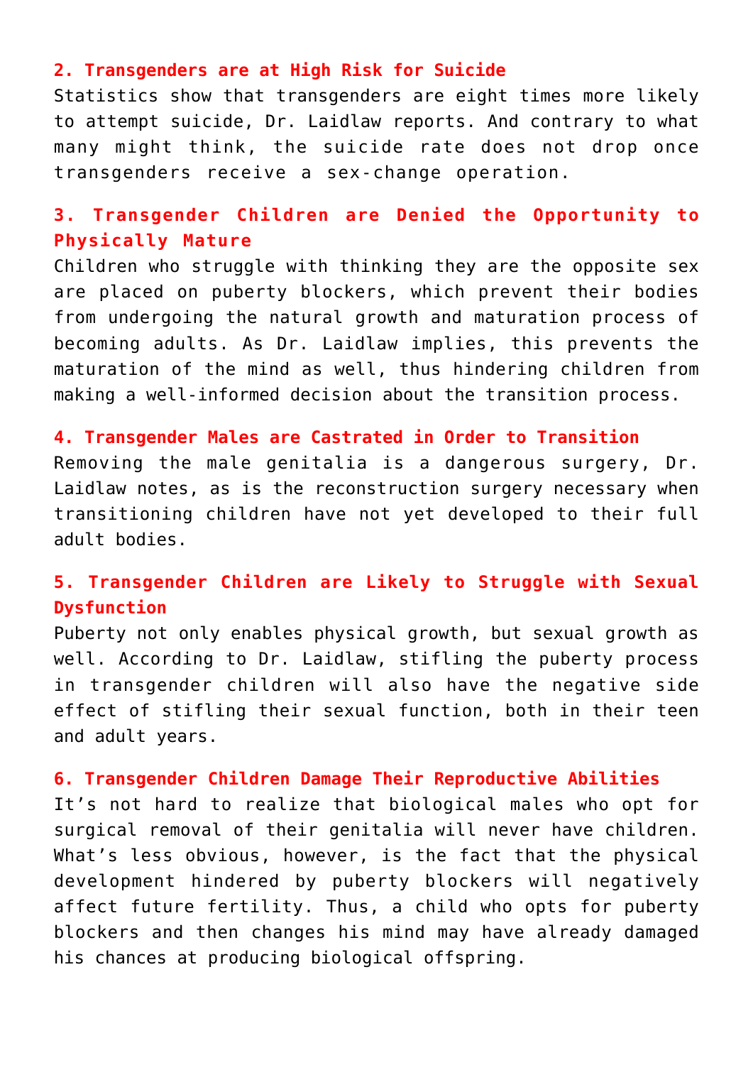### 2. Transgenders are at High Risk for Suicide

Statistics show that transgenders are eight times more likely to attempt suicide, Dr. Laidlaw reports. And contrary to what many might think, the suicide rate does not drop once transgenders receive a sex-change operation.

### 3. Transgender Children are Denied the Opportunity to Physically Mature

Children who struggle with thinking they are the opposite sex are placed on puberty blockers, which prevent their bodies from undergoing the natural growth and maturation process of becoming adults. As Dr. Laidlaw implies, this prevents the maturation of the mind as well, thus hindering children from making a well-informed decision about the transition process.

### 4. Transgender Males are Castrated in Order to Transition

Removing the male genitalia is a dangerous surgery, Dr. Laidlaw notes, as is the reconstruction surgery necessary when transitioning children have not yet developed to their full adult bodies.

### 5. Transgender Children are Likely to Struggle with Sexual Dysfunction

Puberty not only enables physical growth, but sexual growth as well. According to Dr. Laidlaw, stifling the puberty process in transgender children will also have the negative side effect of stifling their sexual function, both in their teen and adult years.

### 6. Transgender Children Damage Their Reproductive Abilities

It's not hard to realize that biological males who opt for surgical removal of their genitalia will never have children. What's less obvious, however, is the fact that the physical development hindered by puberty blockers will negatively affect future fertility. Thus, a child who opts for puberty blockers and then changes his mind may have already damaged his chances at producing biological offspring.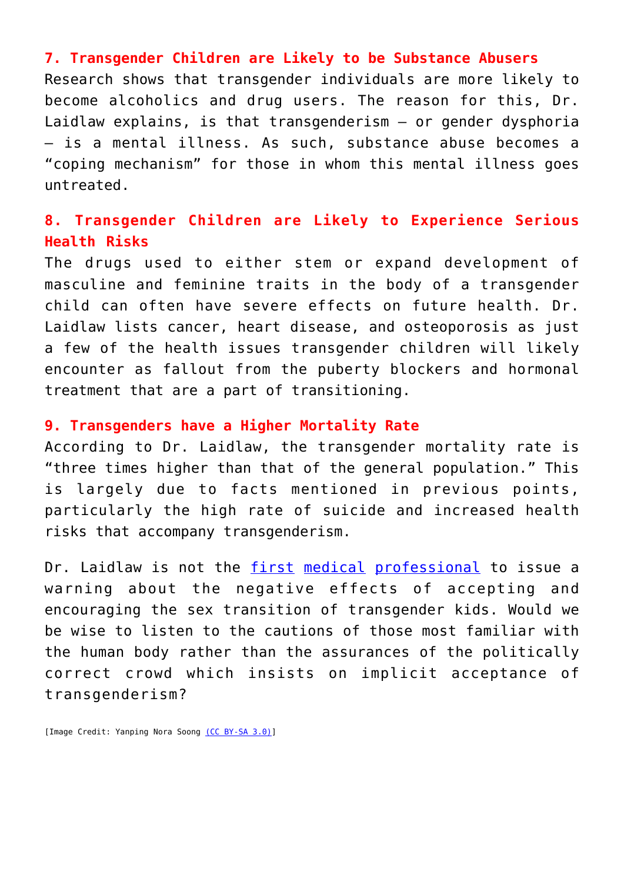### 7. Transgender Children are Likely to be Substance Abusers

Research shows that transgender individuals are more likely to become alcoholics and drug users. The reason for this, Dr. Laidlaw explains, is that transgenderism – or gender dysphoria – is a mental illness. As such, substance abuse becomes a "coping mechanism" for those in whom this mental illness goes untreated.

### 8. Transgender Children are Likely to Experience Serious Health Risks

The drugs used to either stem or expand development of masculine and feminine traits in the body of a transgender child can often have severe effects on future health. Dr. Laidlaw lists cancer, heart disease, and osteoporosis as just a few of the health issues transgender children will likely encounter as fallout from the puberty blockers and hormonal treatment that are a part of transitioning.

### 9. Transgenders have a Higher Mortality Rate

According to Dr. Laidlaw, the transgender mortality rate is "three times higher than that of the general population." This is largely due to facts mentioned in previous points, particularly the high rate of suicide and increased health risks that accompany transgenderism.

Dr. Laidlaw is not the first medical professional to issue a warning about the negative effects of accepting and encouraging the sex transition of transgender kids. Would we be wise to listen to the cautions of those most familiar with the human body rather than the assurances of the politically correct crowd which insists on implicit acceptance of transgenderism?

[Image Credit: Yanping Nora Soong (CC BY-SA 3.0)]